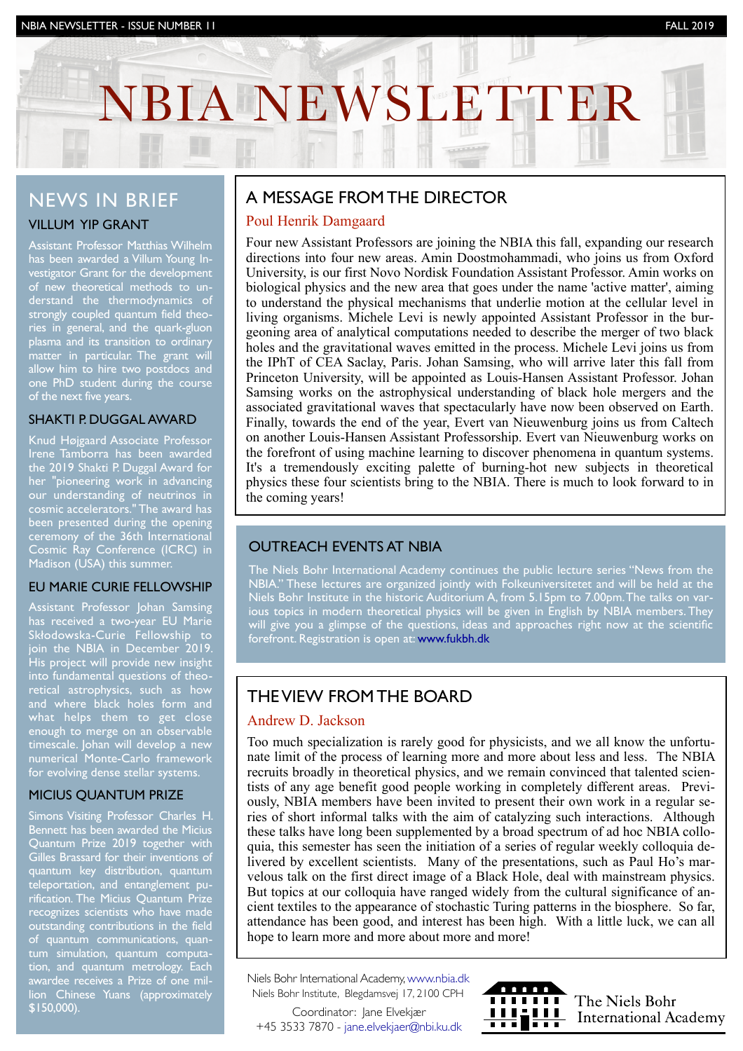# NBIA NEWSLETTER

## NEWS IN BRIEF

### VILLUM YIP GRANT

Assistant Professor Matthias Wilhelm has been awarded a Villum Young Investigator Grant for the development of new theoretical methods to understand the thermodynamics of strongly coupled quantum field theories in general, and the quark-gluon plasma and its transition to ordinary matter in particular. The grant will allow him to hire two postdocs and one PhD student during the course of the next five years.

### SHAKTI P. DUGGAL AWARD

Knud Højgaard Associate Professor Irene Tamborra has been awarded the 2019 Shakti P. Duggal Award for her "pioneering work in advancing our understanding of neutrinos in cosmic accelerators." The award has been presented during the opening ceremony of the 36th International Cosmic Ray Conference (ICRC) in Madison (USA) this summer.

### EU MARIE CURIE FELLOWSHIP

Assistant Professor Johan Samsing has received a two-year EU Marie Skłodowska-Curie Fellowship to join the NBIA in December 2019. His project will provide new insight into fundamental questions of theoretical astrophysics, such as how and where black holes form and what helps them to get close enough to merge on an observable timescale. Johan will develop a new numerical Monte-Carlo framework for evolving dense stellar systems.

### MICIUS QUANTUM PRIZE

Simons Visiting Professor Charles H. Bennett has been awarded the Micius Quantum Prize 2019 together with Gilles Brassard for their inventions of quantum key distribution, quantum teleportation, and entanglement purification. The Micius Quantum Prize recognizes scientists who have made outstanding contributions in the field of quantum communications, quantum simulation, quantum computation, and quantum metrology. Each awardee receives a Prize of one million Chinese Yuans (approximately $150,000).

## A MESSAGE FROM THE DIRECTOR

Poul Henrik Damgaard

Four new Assistant Professors are joining the NBIA this fall, expanding our research directions into four new areas. Amin Doostmohammadi, who joins us from Oxford University, is our first Novo Nordisk Foundation Assistant Professor. Amin works on biological physics and the new area that goes under the name 'active matter', aiming to understand the physical mechanisms that underlie motion at the cellular level in living organisms. Michele Levi is newly appointed Assistant Professor in the burgeoning area of analytical computations needed to describe the merger of two black holes and the gravitational waves emitted in the process. Michele Levi joins us from the IPhT of CEA Saclay, Paris. Johan Samsing, who will arrive later this fall from Princeton University, will be appointed as Louis-Hansen Assistant Professor. Johan Samsing works on the astrophysical understanding of black hole mergers and the associated gravitational waves that spectacularly have now been observed on Earth. Finally, towards the end of the year, Evert van Nieuwenburg joins us from Caltech on another Louis-Hansen Assistant Professorship. Evert van Nieuwenburg works on the forefront of using machine learning to discover phenomena in quantum systems. It's a tremendously exciting palette of burning-hot new subjects in theoretical physics these four scientists bring to the NBIA. There is much to look forward to in the coming years!

## OUTREACH EVENTS AT NBIA

The Niels Bohr International Academy continues the public lecture series "News from the NBIA." These lectures are organized jointly with Folkeuniversitetet and will be held at the Niels Bohr Institute in the historic Auditorium A, from 5.15pm to 7.00pm. The talks on various topics in modern theoretical physics will be given in English by NBIA members. They will give you a glimpse of the questions, ideas and approaches right now at the scientific forefront. Registration is open at: www.fukbh.dk

## THE VIEW FROM THE BOARD

Andrew D. Jackson

Too much specialization is rarely good for physicists, and we all know the unfortunate limit of the process of learning more and more about less and less. The NBIA recruits broadly in theoretical physics, and we remain convinced that talented scientists of any age benefit good people working in completely different areas. Previously, NBIA members have been invited to present their own work in a regular series of short informal talks with the aim of catalyzing such interactions. Although these talks have long been supplemented by a broad spectrum of ad hoc NBIA colloquia, this semester has seen the initiation of a series of regular weekly colloquia delivered by excellent scientists. Many of the presentations, such as Paul Ho's marvelous talk on the first direct image of a Black Hole, deal with mainstream physics. But topics at our colloquia have ranged widely from the cultural significance of ancient textiles to the appearance of stochastic Turing patterns in the biosphere. So far, attendance has been good, and interest has been high. With a little luck, we can all hope to learn more and more about more and more!

Niels Bohr International Academy, www.nbia.dk
Niels Bohr Institute, Blegdamsvej 17, 2100 CPH

Coordinator: Jane Elvekjær
+45 3533 7870 - jane.elvekjaer@nbi.ku.dk

The Niels Bohr International Academy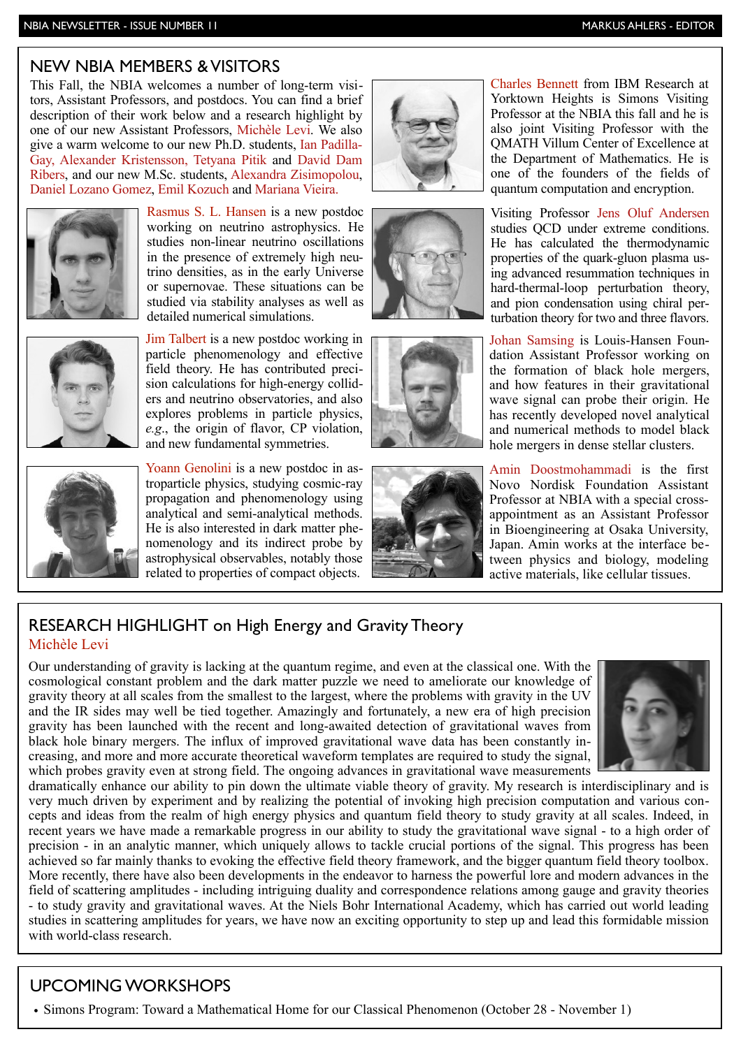## NEW NBIA MEMBERS & VISITORS

This Fall, the NBIA welcomes a number of long-term visitors, Assistant Professors, and postdocs. You can find a brief description of their work below and a research highlight by one of our new Assistant Professors, Michèle Levi. We also give a warm welcome to our new Ph.D. students, Ian Padilla-Gay, Alexander Kristensson, Tetyana Pitik and David Dam Ribers, and our new M.Sc. students, Alexandra Zisimopolou, Daniel Lozano Gomez, Emil Kozuch and Mariana Vieira.

Rasmus S. L. Hansen is a new postdoc working on neutrino astrophysics. He studies non-linear neutrino oscillations in the presence of extremely high neutrino densities, as in the early Universe or supernovae. These situations can be studied via stability analyses as well as detailed numerical simulations.

Jim Talbert is a new postdoc working in particle phenomenology and effective field theory. He has contributed precision calculations for high-energy colliders and neutrino observatories, and also explores problems in particle physics, *e.g.*, the origin of flavor, CP violation, and new fundamental symmetries.

Yoann Genolini is a new postdoc in astroparticle physics, studying cosmic-ray propagation and phenomenology using analytical and semi-analytical methods. He is also interested in dark matter phenomenology and its indirect probe by astrophysical observables, notably those related to properties of compact objects.

Charles Bennett from IBM Research at Yorktown Heights is Simons Visiting Professor at the NBIA this fall and he is also joint Visiting Professor with the QMATH Villum Center of Excellence at the Department of Mathematics. He is one of the founders of the fields of quantum computation and encryption.

Visiting Professor Jens Oluf Andersen studies QCD under extreme conditions. He has calculated the thermodynamic properties of the quark-gluon plasma using advanced resummation techniques in hard-thermal-loop perturbation theory, and pion condensation using chiral perturbation theory for two and three flavors.

Johan Samsing is Louis-Hansen Foundation Assistant Professor working on the formation of black hole mergers, and how features in their gravitational wave signal can probe their origin. He has recently developed novel analytical and numerical methods to model black hole mergers in dense stellar clusters.

Amin Doostmohammadi is the first Novo Nordisk Foundation Assistant Professor at NBIA with a special cross-appointment as an Assistant Professor in Bioengineering at Osaka University, Japan. Amin works at the interface between physics and biology, modeling active materials, like cellular tissues.

## RESEARCH HIGHLIGHT on High Energy and Gravity Theory

Michèle Levi

Our understanding of gravity is lacking at the quantum regime, and even at the classical one. With the cosmological constant problem and the dark matter puzzle we need to ameliorate our knowledge of gravity theory at all scales from the smallest to the largest, where the problems with gravity in the UV and the IR sides may well be tied together. Amazingly and fortunately, a new era of high precision gravity has been launched with the recent and long-awaited detection of gravitational waves from black hole binary mergers. The influx of improved gravitational wave data has been constantly increasing, and more and more accurate theoretical waveform templates are required to study the signal, which probes gravity even at strong field. The ongoing advances in gravitational wave measurements dramatically enhance our ability to pin down the ultimate viable theory of gravity. My research is interdisciplinary and is very much driven by experiment and by realizing the potential of invoking high precision computation and various concepts and ideas from the realm of high energy physics and quantum field theory to study gravity at all scales. Indeed, in recent years we have made a remarkable progress in our ability to study the gravitational wave signal - to a high order of precision - in an analytic manner, which uniquely allows to tackle crucial portions of the signal. This progress has been achieved so far mainly thanks to evoking the effective field theory framework, and the bigger quantum field theory toolbox. More recently, there have also been developments in the endeavor to harness the powerful lore and modern advances in the field of scattering amplitudes - including intriguing duality and correspondence relations among gauge and gravity theories - to study gravity and gravitational waves. At the Niels Bohr International Academy, which has carried out world leading studies in scattering amplitudes for years, we have now an exciting opportunity to step up and lead this formidable mission with world-class research.

## UPCOMING WORKSHOPS

- Simons Program: Toward a Mathematical Home for our Classical Phenomenon (October 28 - November 1)